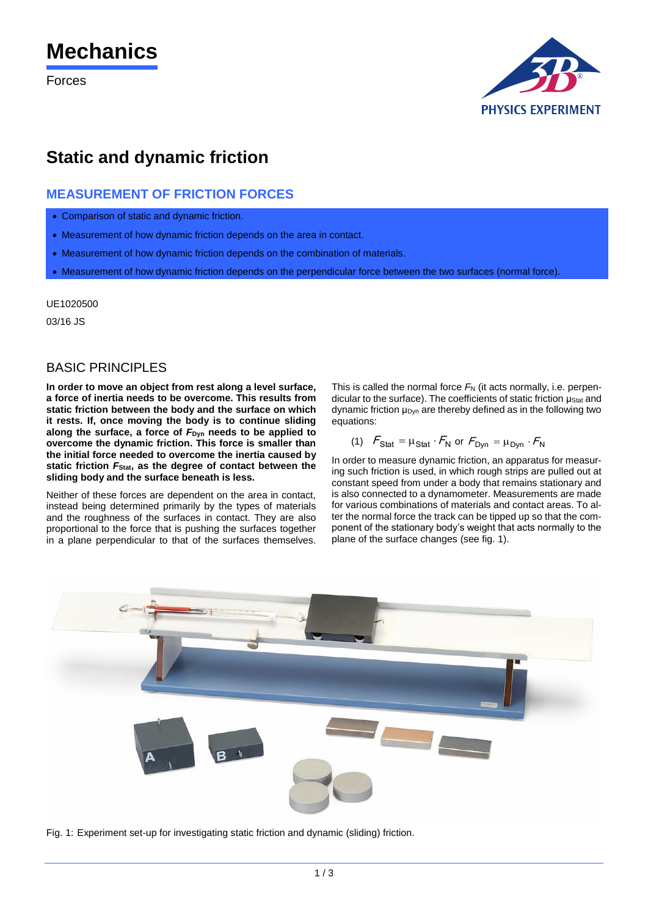# Mechanics

Forces

# Static and dynamic friction

## MEASUREMENT OF FRICTION FORCES

- Comparison of static and dynamic friction.
- Measurement of how dynamic friction depends on the area in contact.
- Measurement of how dynamic friction depends on the combination of materials.
- Measurement of how dynamic friction depends on the perpendicular force between the two surfaces (normal force).

UE1020500

03/16 JS

## BASIC PRINCIPLES

**In order to move an object from rest along a level surface, a force of inertia needs to be overcome. This results from static friction between the body and the surface on which it rests. If, once moving the body is to continue sliding along the surface, a force of $F_{Dyn}$ needs to be applied to overcome the dynamic friction. This force is smaller than the initial force needed to overcome the inertia caused by static friction $F_{Stat}$, as the degree of contact between the sliding body and the surface beneath is less.**

Neither of these forces are dependent on the area in contact, instead being determined primarily by the types of materials and the roughness of the surfaces in contact. They are also proportional to the force that is pushing the surfaces together in a plane perpendicular to that of the surfaces themselves. This is called the normal force $F_N$ (it acts normally, i.e. perpendicular to the surface). The coefficients of static friction $\mu_{Stat}$ and dynamic friction $\mu_{Dyn}$ are thereby defined as in the following two equations:

$$(1) \quad F_{Stat} = \mu_{Stat} \cdot F_N \text{ or } F_{Dyn} = \mu_{Dyn} \cdot F_N$$

In order to measure dynamic friction, an apparatus for measuring such friction is used, in which rough strips are pulled out at constant speed from under a body that remains stationary and is also connected to a dynamometer. Measurements are made for various combinations of materials and contact areas. To alter the normal force the track can be tipped up so that the component of the stationary body's weight that acts normally to the plane of the surface changes (see fig. 1).

Fig. 1: Experiment set-up for investigating static friction and dynamic (sliding) friction.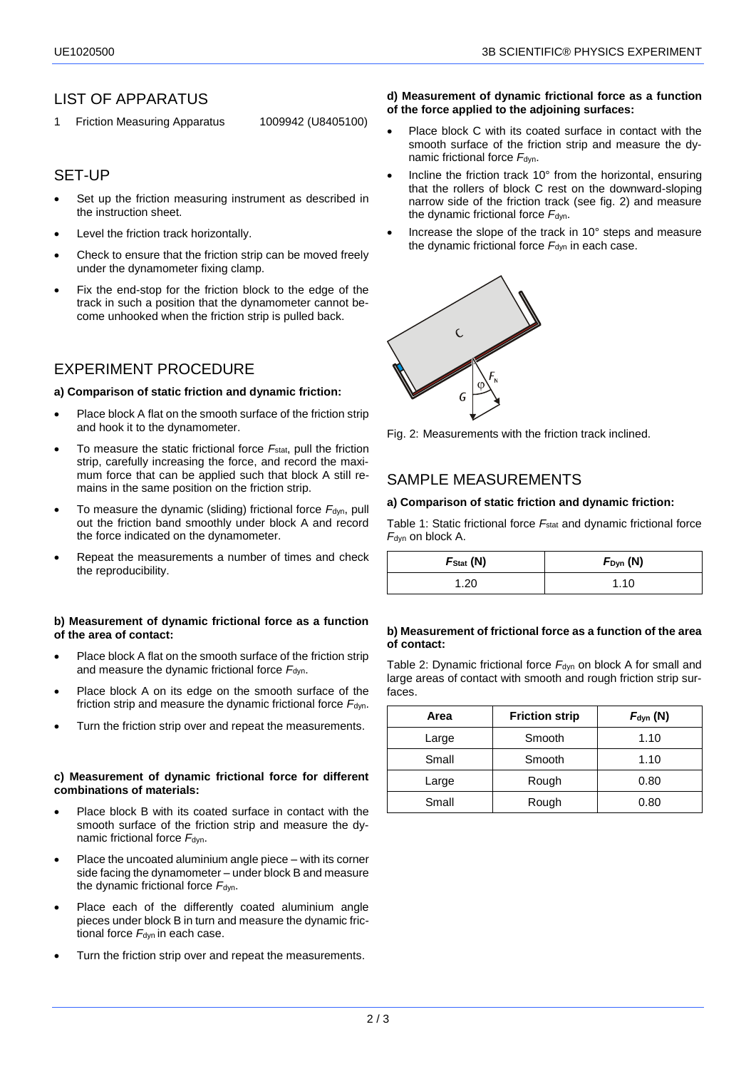## LIST OF APPARATUS

1 Friction Measuring Apparatus 1009942 (U8405100)

## SET-UP

- Set up the friction measuring instrument as described in the instruction sheet.
- Level the friction track horizontally.
- Check to ensure that the friction strip can be moved freely under the dynamometer fixing clamp.
- Fix the end-stop for the friction block to the edge of the track in such a position that the dynamometer cannot become unhooked when the friction strip is pulled back.

## EXPERIMENT PROCEDURE

**a) Comparison of static friction and dynamic friction:**

- Place block A flat on the smooth surface of the friction strip and hook it to the dynamometer.
- To measure the static frictional force $F_{stat}$, pull the friction strip, carefully increasing the force, and record the maximum force that can be applied such that block A still remains in the same position on the friction strip.
- To measure the dynamic (sliding) frictional force $F_{dyn}$, pull out the friction band smoothly under block A and record the force indicated on the dynamometer.
- Repeat the measurements a number of times and check the reproducibility.

**b) Measurement of dynamic frictional force as a function of the area of contact:**

- Place block A flat on the smooth surface of the friction strip and measure the dynamic frictional force $F_{dyn}$.
- Place block A on its edge on the smooth surface of the friction strip and measure the dynamic frictional force $F_{dyn}$.
- Turn the friction strip over and repeat the measurements.

**c) Measurement of dynamic frictional force for different combinations of materials:**

- Place block B with its coated surface in contact with the smooth surface of the friction strip and measure the dynamic frictional force $F_{dyn}$.
- Place the uncoated aluminium angle piece – with its corner side facing the dynamometer – under block B and measure the dynamic frictional force $F_{dyn}$.
- Place each of the differently coated aluminium angle pieces under block B in turn and measure the dynamic frictional force $F_{dyn}$ in each case.
- Turn the friction strip over and repeat the measurements.

**d) Measurement of dynamic frictional force as a function of the force applied to the adjoining surfaces:**

- Place block C with its coated surface in contact with the smooth surface of the friction strip and measure the dynamic frictional force $F_{dyn}$.
- Incline the friction track 10° from the horizontal, ensuring that the rollers of block C rest on the downward-sloping narrow side of the friction track (see fig. 2) and measure the dynamic frictional force $F_{dyn}$.
- Increase the slope of the track in 10° steps and measure the dynamic frictional force $F_{dyn}$ in each case.

Fig. 2: Measurements with the friction track inclined.

## SAMPLE MEASUREMENTS

**a) Comparison of static friction and dynamic friction:**

Table 1: Static frictional force $F_{stat}$ and dynamic frictional force $F_{dyn}$ on block A.

| $F_{Stat}$ (N) | $F_{Dyn}$ (N) |
|---|---|
| 1.20 | 1.10 |

**b) Measurement of frictional force as a function of the area of contact:**

Table 2: Dynamic frictional force $F_{dyn}$ on block A for small and large areas of contact with smooth and rough friction strip surfaces.

| Area | Friction strip | $F_{dyn}$ (N) |
|---|---|---|
| Large | Smooth | 1.10 |
| Small | Smooth | 1.10 |
| Large | Rough | 0.80 |
| Small | Rough | 0.80 |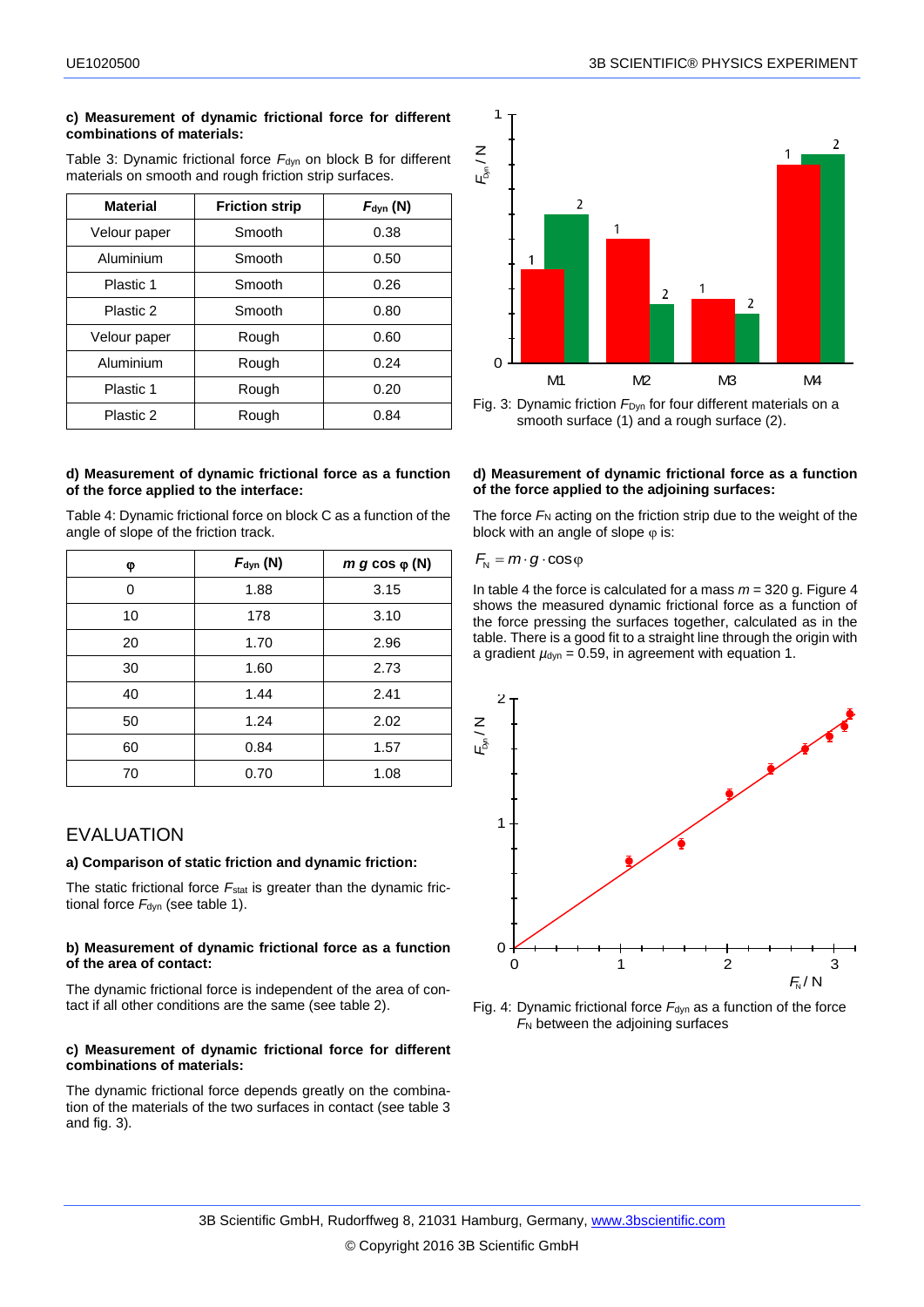**c) Measurement of dynamic frictional force for different combinations of materials:**

Table 3: Dynamic frictional force $F_{dyn}$ on block B for different materials on smooth and rough friction strip surfaces.

| Material | Friction strip | $F_{dyn}$ (N) |
|---|---|---|
| Velour paper | Smooth | 0.38 |
| Aluminium | Smooth | 0.50 |
| Plastic 1 | Smooth | 0.26 |
| Plastic 2 | Smooth | 0.80 |
| Velour paper | Rough | 0.60 |
| Aluminium | Rough | 0.24 |
| Plastic 1 | Rough | 0.20 |
| Plastic 2 | Rough | 0.84 |

1
$F_{Dyn}$ / N
0
1 2 1 2 1 2 1 2
M1 M2 M3 M4

Fig. 3: Dynamic friction $F_{Dyn}$ for four different materials on a smooth surface (1) and a rough surface (2).

**d) Measurement of dynamic frictional force as a function of the force applied to the interface:**

Table 4: Dynamic frictional force on block C as a function of the angle of slope of the friction track.

| φ | $F_{dyn}$ (N) | $m\ g \cos\varphi$ (N) |
|---|---|---|
| 0 | 1.88 | 3.15 |
| 10 | 178 | 3.10 |
| 20 | 1.70 | 2.96 |
| 30 | 1.60 | 2.73 |
| 40 | 1.44 | 2.41 |
| 50 | 1.24 | 2.02 |
| 60 | 0.84 | 1.57 |
| 70 | 0.70 | 1.08 |

**d) Measurement of dynamic frictional force as a function of the force applied to the adjoining surfaces:**

The force $F_N$ acting on the friction strip due to the weight of the block with an angle of slope φ is:

$$F_N = m \cdot g \cdot \cos\varphi$$

In table 4 the force is calculated for a mass $m$ = 320 g. Figure 4 shows the measured dynamic frictional force as a function of the force pressing the surfaces together, calculated as in the table. There is a good fit to a straight line through the origin with a gradient $\mu_{dyn}$ = 0.59, in agreement with equation 1.

2
$F_{Dyn}$ / N
1
0
0 1 2 3
$F_N$ / N

Fig. 4: Dynamic frictional force $F_{dyn}$ as a function of the force $F_N$ between the adjoining surfaces

## EVALUATION

**a) Comparison of static friction and dynamic friction:**

The static frictional force $F_{stat}$ is greater than the dynamic frictional force $F_{dyn}$ (see table 1).

**b) Measurement of dynamic frictional force as a function of the area of contact:**

The dynamic frictional force is independent of the area of contact if all other conditions are the same (see table 2).

**c) Measurement of dynamic frictional force for different combinations of materials:**

The dynamic frictional force depends greatly on the combination of the materials of the two surfaces in contact (see table 3 and fig. 3).

3B Scientific GmbH, Rudorffweg 8, 21031 Hamburg, Germany, www.3bscientific.com

© Copyright 2016 3B Scientific GmbH